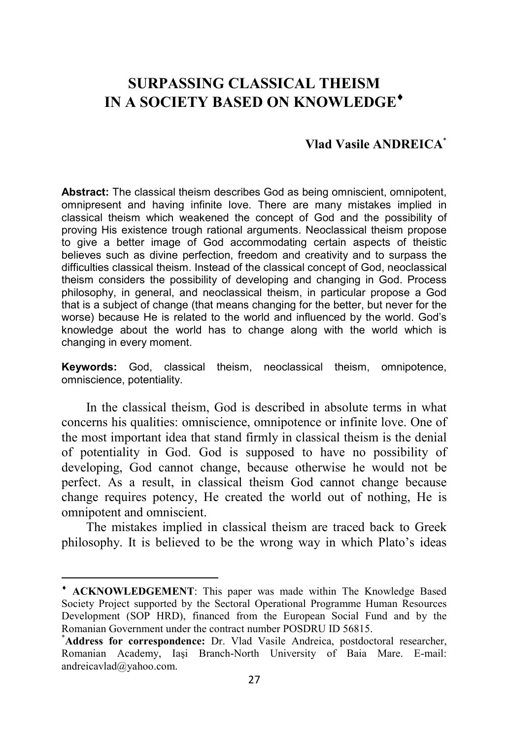# SURPASSING CLASSICAL THEISM IN A SOCIETY BASED ON KNOWLEDGE[♦]

**Vlad Vasile ANDREICA**[*]

**Abstract:** The classical theism describes God as being omniscient, omnipotent, omnipresent and having infinite love. There are many mistakes implied in classical theism which weakened the concept of God and the possibility of proving His existence trough rational arguments. Neoclassical theism propose to give a better image of God accommodating certain aspects of theistic believes such as divine perfection, freedom and creativity and to surpass the difficulties classical theism. Instead of the classical concept of God, neoclassical theism considers the possibility of developing and changing in God. Process philosophy, in general, and neoclassical theism, in particular propose a God that is a subject of change (that means changing for the better, but never for the worse) because He is related to the world and influenced by the world. God's knowledge about the world has to change along with the world which is changing in every moment.

**Keywords:** God, classical theism, neoclassical theism, omnipotence, omniscience, potentiality.

In the classical theism, God is described in absolute terms in what concerns his qualities: omniscience, omnipotence or infinite love. One of the most important idea that stand firmly in classical theism is the denial of potentiality in God. God is supposed to have no possibility of developing, God cannot change, because otherwise he would not be perfect. As a result, in classical theism God cannot change because change requires potency, He created the world out of nothing, He is omnipotent and omniscient.

The mistakes implied in classical theism are traced back to Greek philosophy. It is believed to be the wrong way in which Plato's ideas

---

[♦] **ACKNOWLEDGEMENT**: This paper was made within The Knowledge Based Society Project supported by the Sectoral Operational Programme Human Resources Development (SOP HRD), financed from the European Social Fund and by the Romanian Government under the contract number POSDRU ID 56815.

[*] **Address for correspondence:** Dr. Vlad Vasile Andreica, postdoctoral researcher, Romanian Academy, Iaşi Branch-North University of Baia Mare. E-mail: andreicavlad@yahoo.com.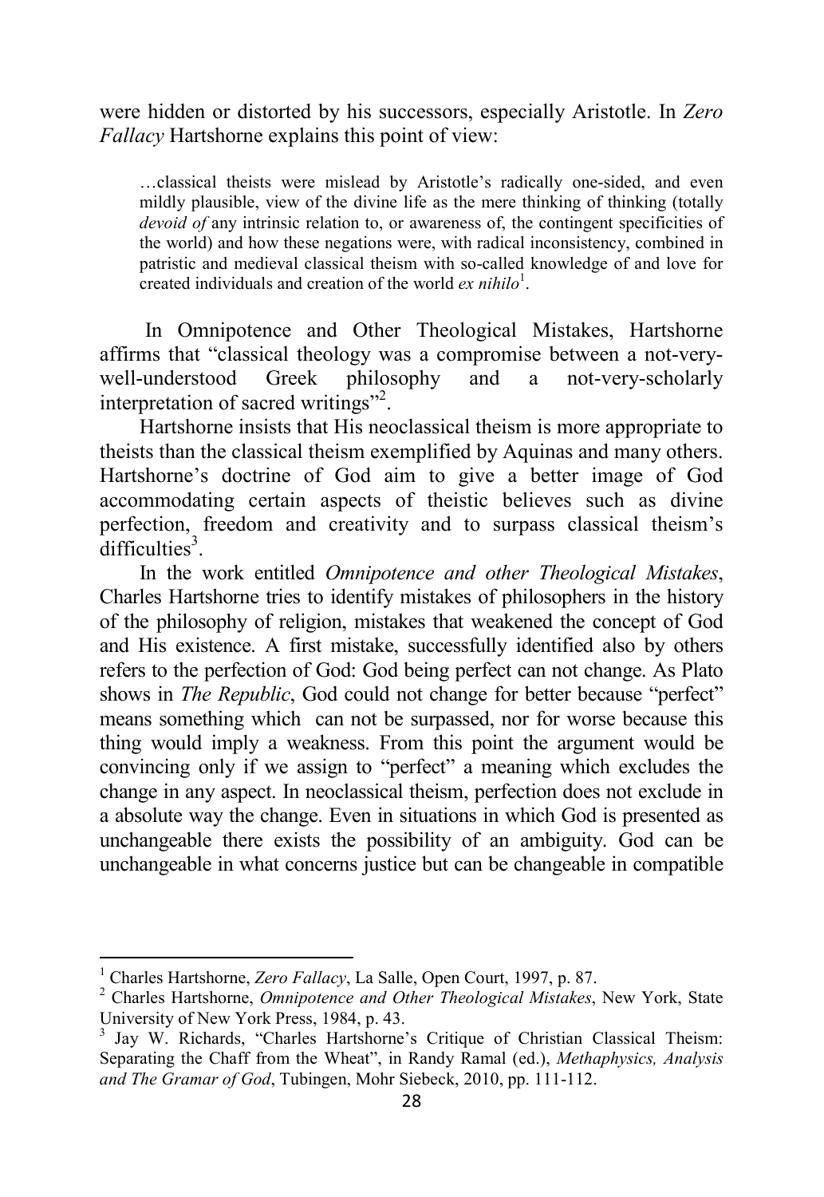were hidden or distorted by his successors, especially Aristotle. In *Zero Fallacy* Hartshorne explains this point of view:

> …classical theists were mislead by Aristotle's radically one-sided, and even mildly plausible, view of the divine life as the mere thinking of thinking (totally *devoid of* any intrinsic relation to, or awareness of, the contingent specificities of the world) and how these negations were, with radical inconsistency, combined in patristic and medieval classical theism with so-called knowledge of and love for created individuals and creation of the world *ex nihilo*[1].

In Omnipotence and Other Theological Mistakes, Hartshorne affirms that "classical theology was a compromise between a not-very-well-understood Greek philosophy and a not-very-scholarly interpretation of sacred writings"[2].

Hartshorne insists that His neoclassical theism is more appropriate to theists than the classical theism exemplified by Aquinas and many others. Hartshorne's doctrine of God aim to give a better image of God accommodating certain aspects of theistic believes such as divine perfection, freedom and creativity and to surpass classical theism's difficulties[3].

In the work entitled *Omnipotence and other Theological Mistakes*, Charles Hartshorne tries to identify mistakes of philosophers in the history of the philosophy of religion, mistakes that weakened the concept of God and His existence. A first mistake, successfully identified also by others refers to the perfection of God: God being perfect can not change. As Plato shows in *The Republic*, God could not change for better because "perfect" means something which can not be surpassed, nor for worse because this thing would imply a weakness. From this point the argument would be convincing only if we assign to "perfect" a meaning which excludes the change in any aspect. In neoclassical theism, perfection does not exclude in a absolute way the change. Even in situations in which God is presented as unchangeable there exists the possibility of an ambiguity. God can be unchangeable in what concerns justice but can be changeable in compatible

---

[1] Charles Hartshorne, *Zero Fallacy*, La Salle, Open Court, 1997, p. 87.

[2] Charles Hartshorne, *Omnipotence and Other Theological Mistakes*, New York, State University of New York Press, 1984, p. 43.

[3] Jay W. Richards, "Charles Hartshorne's Critique of Christian Classical Theism: Separating the Chaff from the Wheat", in Randy Ramal (ed.), *Methaphysics, Analysis and The Gramar of God*, Tubingen, Mohr Siebeck, 2010, pp. 111-112.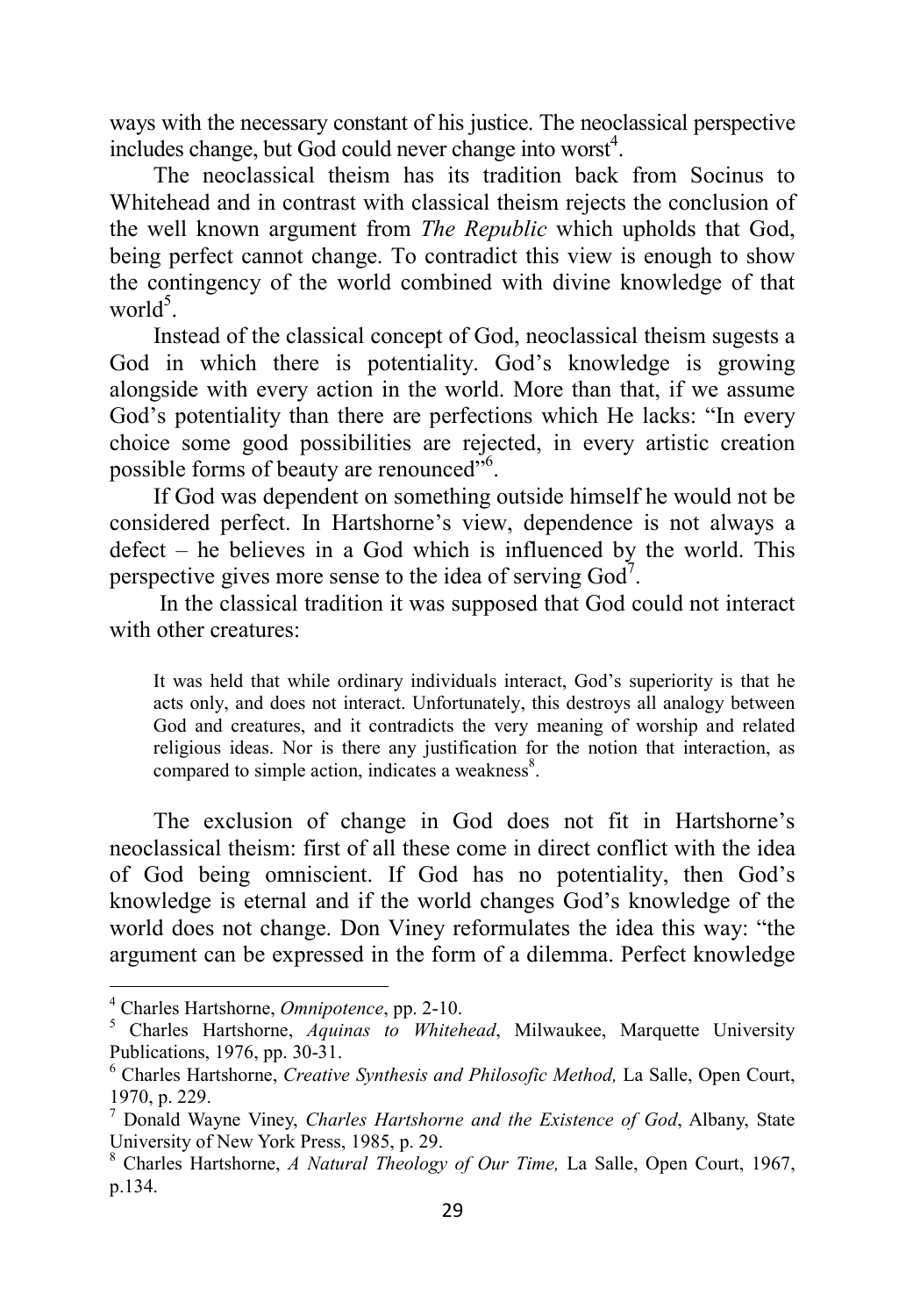ways with the necessary constant of his justice. The neoclassical perspective includes change, but God could never change into worst[4].

The neoclassical theism has its tradition back from Socinus to Whitehead and in contrast with classical theism rejects the conclusion of the well known argument from *The Republic* which upholds that God, being perfect cannot change. To contradict this view is enough to show the contingency of the world combined with divine knowledge of that world[5].

Instead of the classical concept of God, neoclassical theism sugests a God in which there is potentiality. God's knowledge is growing alongside with every action in the world. More than that, if we assume God's potentiality than there are perfections which He lacks: "In every choice some good possibilities are rejected, in every artistic creation possible forms of beauty are renounced"[6].

If God was dependent on something outside himself he would not be considered perfect. In Hartshorne's view, dependence is not always a defect – he believes in a God which is influenced by the world. This perspective gives more sense to the idea of serving God[7].

In the classical tradition it was supposed that God could not interact with other creatures:

> It was held that while ordinary individuals interact, God's superiority is that he acts only, and does not interact. Unfortunately, this destroys all analogy between God and creatures, and it contradicts the very meaning of worship and related religious ideas. Nor is there any justification for the notion that interaction, as compared to simple action, indicates a weakness[8].

The exclusion of change in God does not fit in Hartshorne's neoclassical theism: first of all these come in direct conflict with the idea of God being omniscient. If God has no potentiality, then God's knowledge is eternal and if the world changes God's knowledge of the world does not change. Don Viney reformulates the idea this way: "the argument can be expressed in the form of a dilemma. Perfect knowledge

---

[4] Charles Hartshorne, *Omnipotence*, pp. 2-10.

[5] Charles Hartshorne, *Aquinas to Whitehead*, Milwaukee, Marquette University Publications, 1976, pp. 30-31.

[6] Charles Hartshorne, *Creative Synthesis and Philosofic Method,* La Salle, Open Court, 1970, p. 229.

[7] Donald Wayne Viney, *Charles Hartshorne and the Existence of God*, Albany, State University of New York Press, 1985, p. 29.

[8] Charles Hartshorne, *A Natural Theology of Our Time,* La Salle, Open Court, 1967, p.134.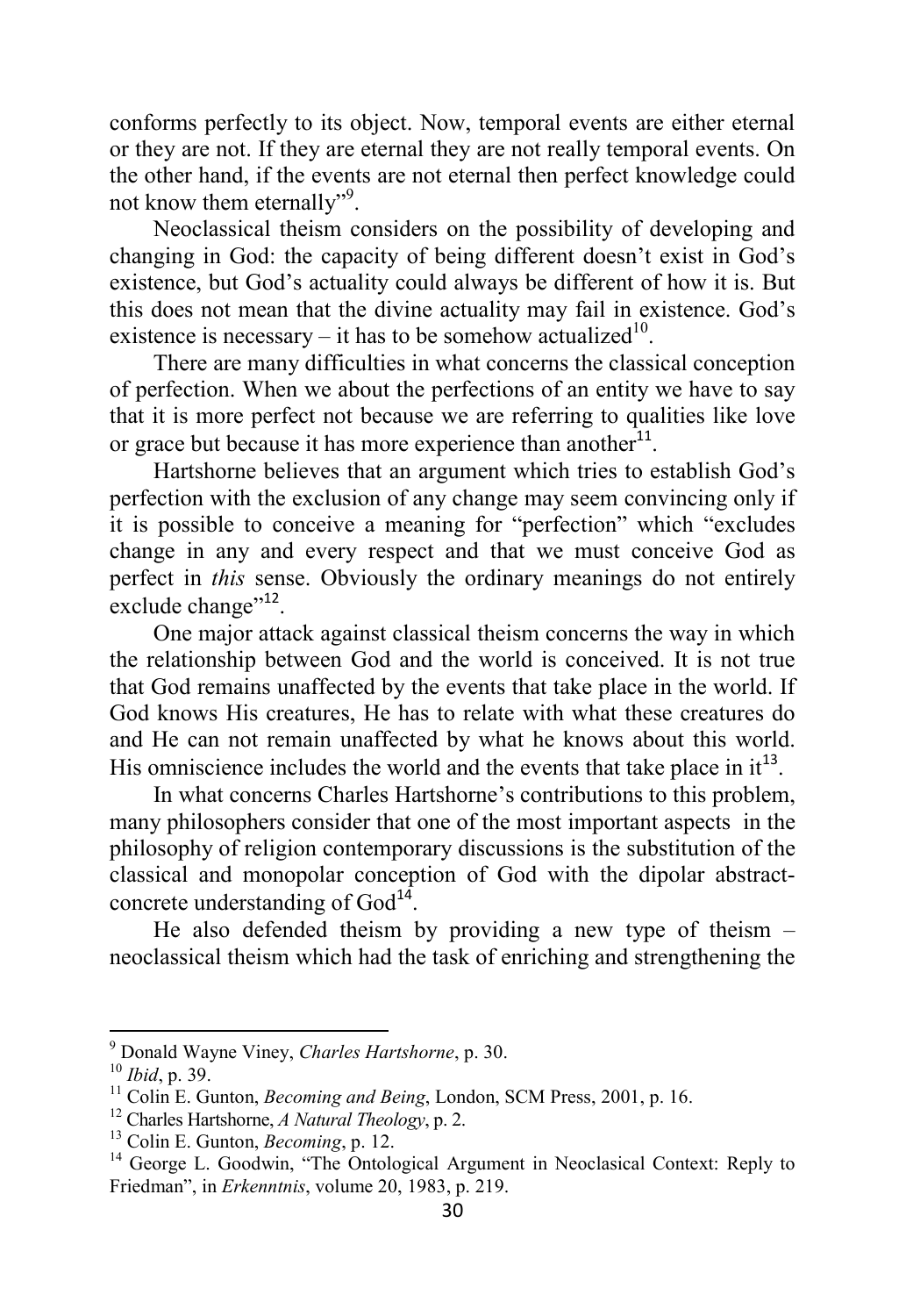conforms perfectly to its object. Now, temporal events are either eternal or they are not. If they are eternal they are not really temporal events. On the other hand, if the events are not eternal then perfect knowledge could not know them eternally"[9].

Neoclassical theism considers on the possibility of developing and changing in God: the capacity of being different doesn't exist in God's existence, but God's actuality could always be different of how it is. But this does not mean that the divine actuality may fail in existence. God's existence is necessary – it has to be somehow actualized[10].

There are many difficulties in what concerns the classical conception of perfection. When we about the perfections of an entity we have to say that it is more perfect not because we are referring to qualities like love or grace but because it has more experience than another[11].

Hartshorne believes that an argument which tries to establish God's perfection with the exclusion of any change may seem convincing only if it is possible to conceive a meaning for "perfection" which "excludes change in any and every respect and that we must conceive God as perfect in *this* sense. Obviously the ordinary meanings do not entirely exclude change"[12].

One major attack against classical theism concerns the way in which the relationship between God and the world is conceived. It is not true that God remains unaffected by the events that take place in the world. If God knows His creatures, He has to relate with what these creatures do and He can not remain unaffected by what he knows about this world. His omniscience includes the world and the events that take place in it[13].

In what concerns Charles Hartshorne's contributions to this problem, many philosophers consider that one of the most important aspects in the philosophy of religion contemporary discussions is the substitution of the classical and monopolar conception of God with the dipolar abstract-concrete understanding of God[14].

He also defended theism by providing a new type of theism – neoclassical theism which had the task of enriching and strengthening the

---

[9] Donald Wayne Viney, *Charles Hartshorne*, p. 30.

[10] *Ibid*, p. 39.

[11] Colin E. Gunton, *Becoming and Being*, London, SCM Press, 2001, p. 16.

[12] Charles Hartshorne, *A Natural Theology*, p. 2.

[13] Colin E. Gunton, *Becoming*, p. 12.

[14] George L. Goodwin, "The Ontological Argument in Neoclasical Context: Reply to Friedman", in *Erkenntnis*, volume 20, 1983, p. 219.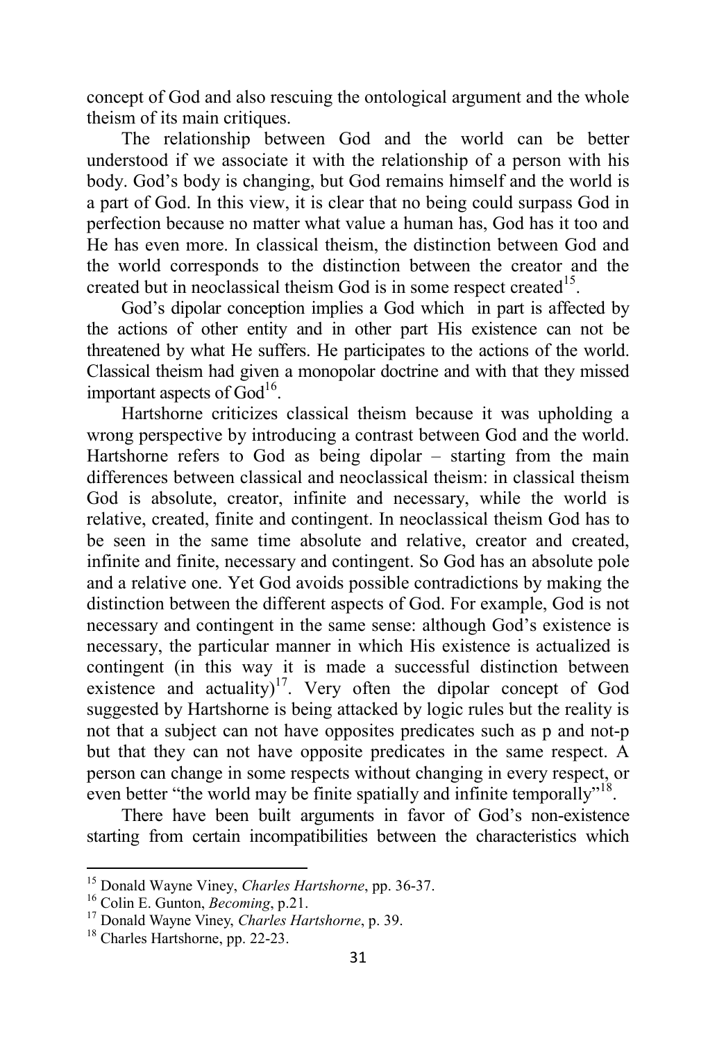concept of God and also rescuing the ontological argument and the whole theism of its main critiques.

The relationship between God and the world can be better understood if we associate it with the relationship of a person with his body. God's body is changing, but God remains himself and the world is a part of God. In this view, it is clear that no being could surpass God in perfection because no matter what value a human has, God has it too and He has even more. In classical theism, the distinction between God and the world corresponds to the distinction between the creator and the created but in neoclassical theism God is in some respect created[15].

God's dipolar conception implies a God which in part is affected by the actions of other entity and in other part His existence can not be threatened by what He suffers. He participates to the actions of the world. Classical theism had given a monopolar doctrine and with that they missed important aspects of God[16].

Hartshorne criticizes classical theism because it was upholding a wrong perspective by introducing a contrast between God and the world. Hartshorne refers to God as being dipolar – starting from the main differences between classical and neoclassical theism: in classical theism God is absolute, creator, infinite and necessary, while the world is relative, created, finite and contingent. In neoclassical theism God has to be seen in the same time absolute and relative, creator and created, infinite and finite, necessary and contingent. So God has an absolute pole and a relative one. Yet God avoids possible contradictions by making the distinction between the different aspects of God. For example, God is not necessary and contingent in the same sense: although God's existence is necessary, the particular manner in which His existence is actualized is contingent (in this way it is made a successful distinction between existence and actuality)[17]. Very often the dipolar concept of God suggested by Hartshorne is being attacked by logic rules but the reality is not that a subject can not have opposites predicates such as p and not-p but that they can not have opposite predicates in the same respect. A person can change in some respects without changing in every respect, or even better "the world may be finite spatially and infinite temporally"[18].

There have been built arguments in favor of God's non-existence starting from certain incompatibilities between the characteristics which

---

[15] Donald Wayne Viney, *Charles Hartshorne*, pp. 36-37.

[16] Colin E. Gunton, *Becoming*, p.21.

[17] Donald Wayne Viney, *Charles Hartshorne*, p. 39.

[18] Charles Hartshorne, pp. 22-23.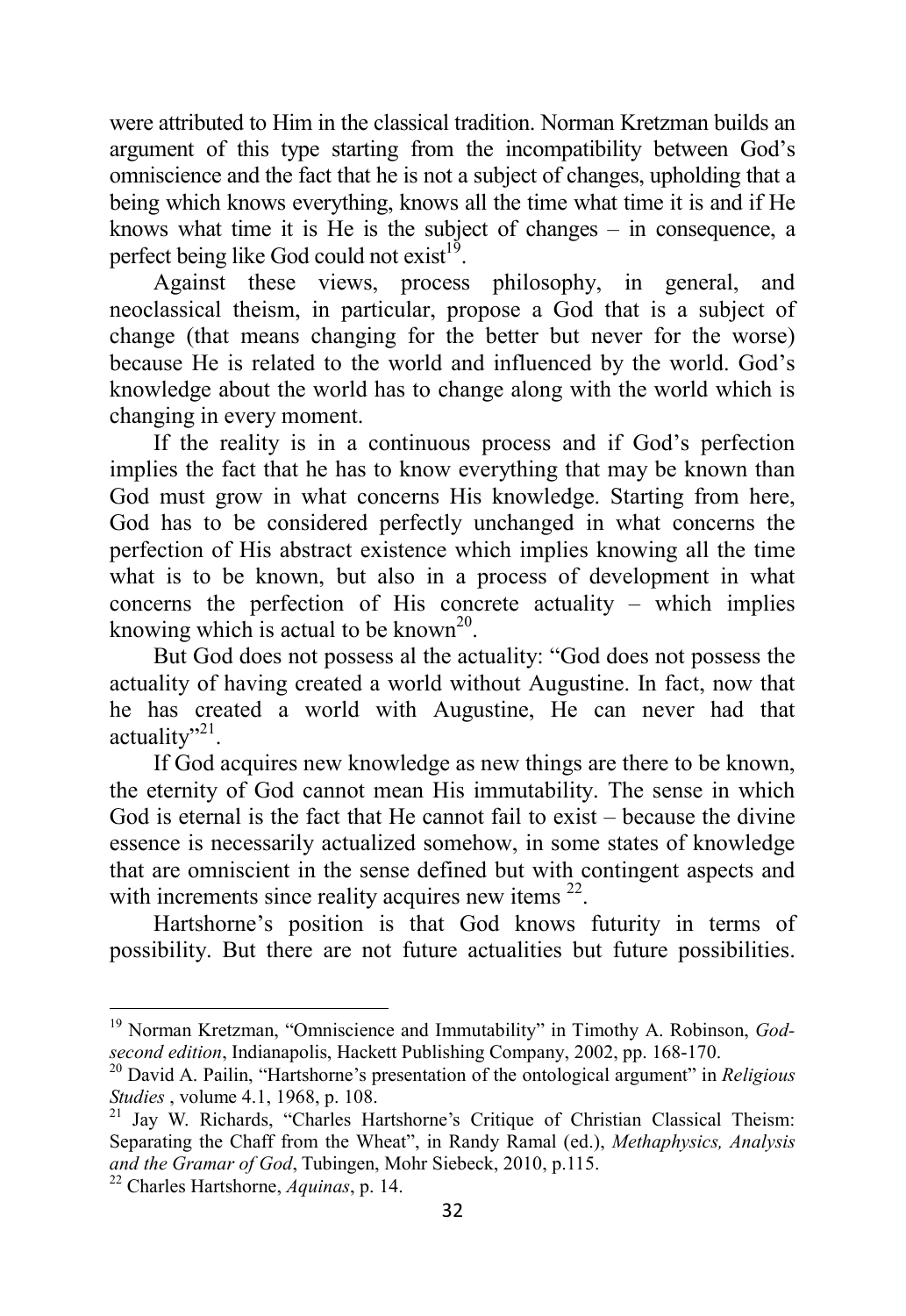were attributed to Him in the classical tradition. Norman Kretzman builds an argument of this type starting from the incompatibility between God's omniscience and the fact that he is not a subject of changes, upholding that a being which knows everything, knows all the time what time it is and if He knows what time it is He is the subject of changes – in consequence, a perfect being like God could not exist[19].

Against these views, process philosophy, in general, and neoclassical theism, in particular, propose a God that is a subject of change (that means changing for the better but never for the worse) because He is related to the world and influenced by the world. God's knowledge about the world has to change along with the world which is changing in every moment.

If the reality is in a continuous process and if God's perfection implies the fact that he has to know everything that may be known than God must grow in what concerns His knowledge. Starting from here, God has to be considered perfectly unchanged in what concerns the perfection of His abstract existence which implies knowing all the time what is to be known, but also in a process of development in what concerns the perfection of His concrete actuality – which implies knowing which is actual to be known[20].

But God does not possess al the actuality: "God does not possess the actuality of having created a world without Augustine. In fact, now that he has created a world with Augustine, He can never had that actuality"[21].

If God acquires new knowledge as new things are there to be known, the eternity of God cannot mean His immutability. The sense in which God is eternal is the fact that He cannot fail to exist – because the divine essence is necessarily actualized somehow, in some states of knowledge that are omniscient in the sense defined but with contingent aspects and with increments since reality acquires new items [22].

Hartshorne's position is that God knows futurity in terms of possibility. But there are not future actualities but future possibilities.

---

[19] Norman Kretzman, "Omniscience and Immutability" in Timothy A. Robinson, *God-second edition*, Indianapolis, Hackett Publishing Company, 2002, pp. 168-170.

[20] David A. Pailin, "Hartshorne's presentation of the ontological argument" in *Religious Studies* , volume 4.1, 1968, p. 108.

[21] Jay W. Richards, "Charles Hartshorne's Critique of Christian Classical Theism: Separating the Chaff from the Wheat", in Randy Ramal (ed.), *Methaphysics, Analysis and the Gramar of God*, Tubingen, Mohr Siebeck, 2010, p.115.

[22] Charles Hartshorne, *Aquinas*, p. 14.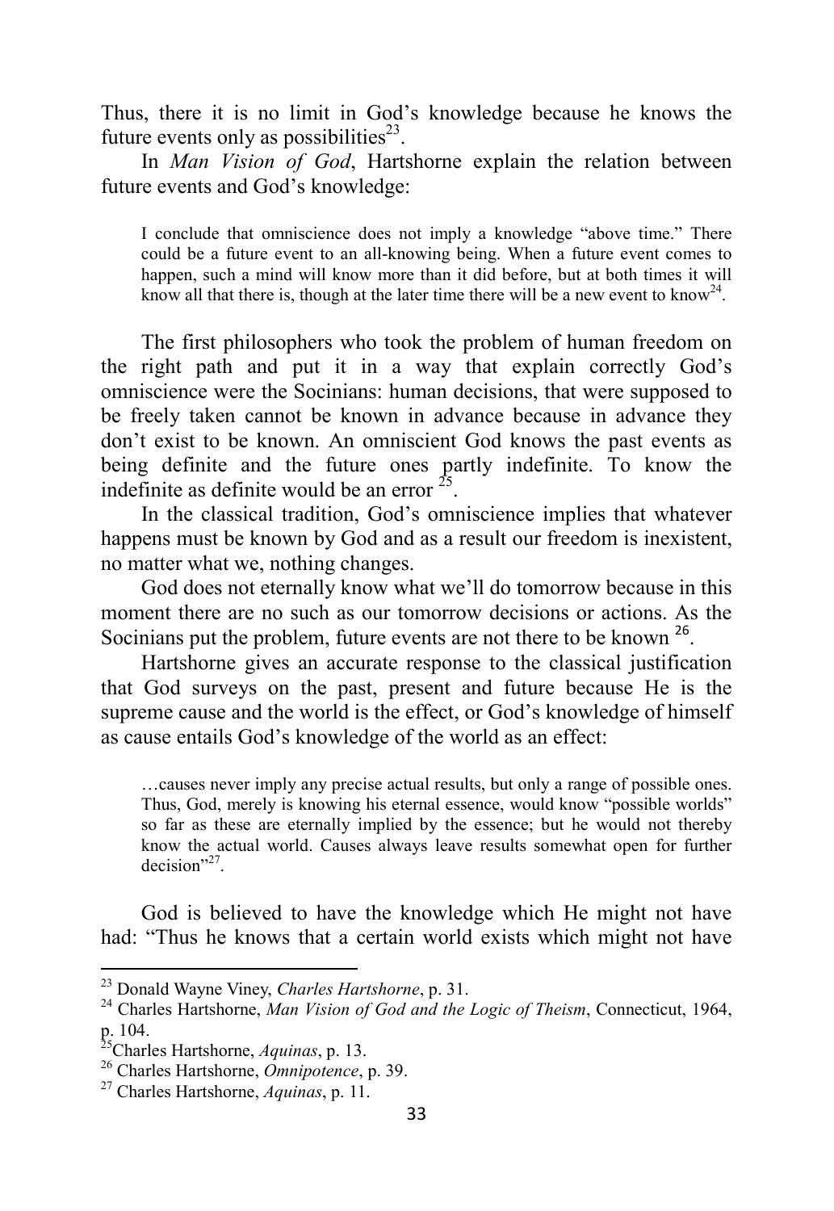Thus, there it is no limit in God's knowledge because he knows the future events only as possibilities[23].

In *Man Vision of God*, Hartshorne explain the relation between future events and God's knowledge:

> I conclude that omniscience does not imply a knowledge "above time." There could be a future event to an all-knowing being. When a future event comes to happen, such a mind will know more than it did before, but at both times it will know all that there is, though at the later time there will be a new event to know[24].

The first philosophers who took the problem of human freedom on the right path and put it in a way that explain correctly God's omniscience were the Socinians: human decisions, that were supposed to be freely taken cannot be known in advance because in advance they don't exist to be known. An omniscient God knows the past events as being definite and the future ones partly indefinite. To know the indefinite as definite would be an error [25].

In the classical tradition, God's omniscience implies that whatever happens must be known by God and as a result our freedom is inexistent, no matter what we, nothing changes.

God does not eternally know what we'll do tomorrow because in this moment there are no such as our tomorrow decisions or actions. As the Socinians put the problem, future events are not there to be known [26].

Hartshorne gives an accurate response to the classical justification that God surveys on the past, present and future because He is the supreme cause and the world is the effect, or God's knowledge of himself as cause entails God's knowledge of the world as an effect:

> …causes never imply any precise actual results, but only a range of possible ones. Thus, God, merely is knowing his eternal essence, would know "possible worlds" so far as these are eternally implied by the essence; but he would not thereby know the actual world. Causes always leave results somewhat open for further decision"[27].

God is believed to have the knowledge which He might not have had: "Thus he knows that a certain world exists which might not have

---

[23] Donald Wayne Viney, *Charles Hartshorne*, p. 31.

[24] Charles Hartshorne, *Man Vision of God and the Logic of Theism*, Connecticut, 1964, p. 104.

[25] Charles Hartshorne, *Aquinas*, p. 13.

[26] Charles Hartshorne, *Omnipotence*, p. 39.

[27] Charles Hartshorne, *Aquinas*, p. 11.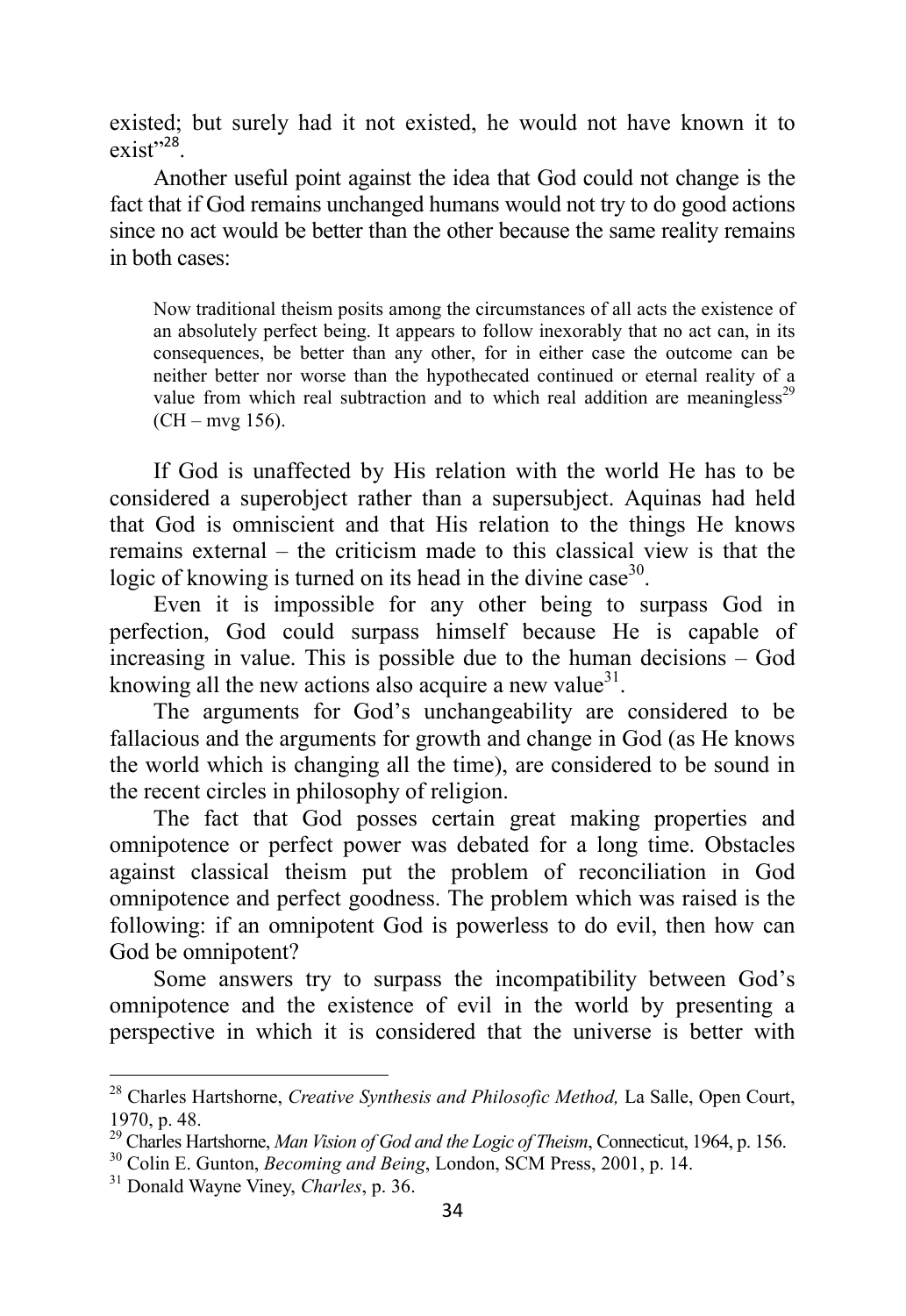existed; but surely had it not existed, he would not have known it to exist"[28].

Another useful point against the idea that God could not change is the fact that if God remains unchanged humans would not try to do good actions since no act would be better than the other because the same reality remains in both cases:

> Now traditional theism posits among the circumstances of all acts the existence of an absolutely perfect being. It appears to follow inexorably that no act can, in its consequences, be better than any other, for in either case the outcome can be neither better nor worse than the hypothecated continued or eternal reality of a value from which real subtraction and to which real addition are meaningless[29] (CH – mvg 156).

If God is unaffected by His relation with the world He has to be considered a superobject rather than a supersubject. Aquinas had held that God is omniscient and that His relation to the things He knows remains external – the criticism made to this classical view is that the logic of knowing is turned on its head in the divine case[30].

Even it is impossible for any other being to surpass God in perfection, God could surpass himself because He is capable of increasing in value. This is possible due to the human decisions – God knowing all the new actions also acquire a new value[31].

The arguments for God's unchangeability are considered to be fallacious and the arguments for growth and change in God (as He knows the world which is changing all the time), are considered to be sound in the recent circles in philosophy of religion.

The fact that God posses certain great making properties and omnipotence or perfect power was debated for a long time. Obstacles against classical theism put the problem of reconciliation in God omnipotence and perfect goodness. The problem which was raised is the following: if an omnipotent God is powerless to do evil, then how can God be omnipotent?

Some answers try to surpass the incompatibility between God's omnipotence and the existence of evil in the world by presenting a perspective in which it is considered that the universe is better with

---

[28] Charles Hartshorne, *Creative Synthesis and Philosofic Method,* La Salle, Open Court, 1970, p. 48.

[29] Charles Hartshorne, *Man Vision of God and the Logic of Theism*, Connecticut, 1964, p. 156.

[30] Colin E. Gunton, *Becoming and Being*, London, SCM Press, 2001, p. 14.

[31] Donald Wayne Viney, *Charles*, p. 36.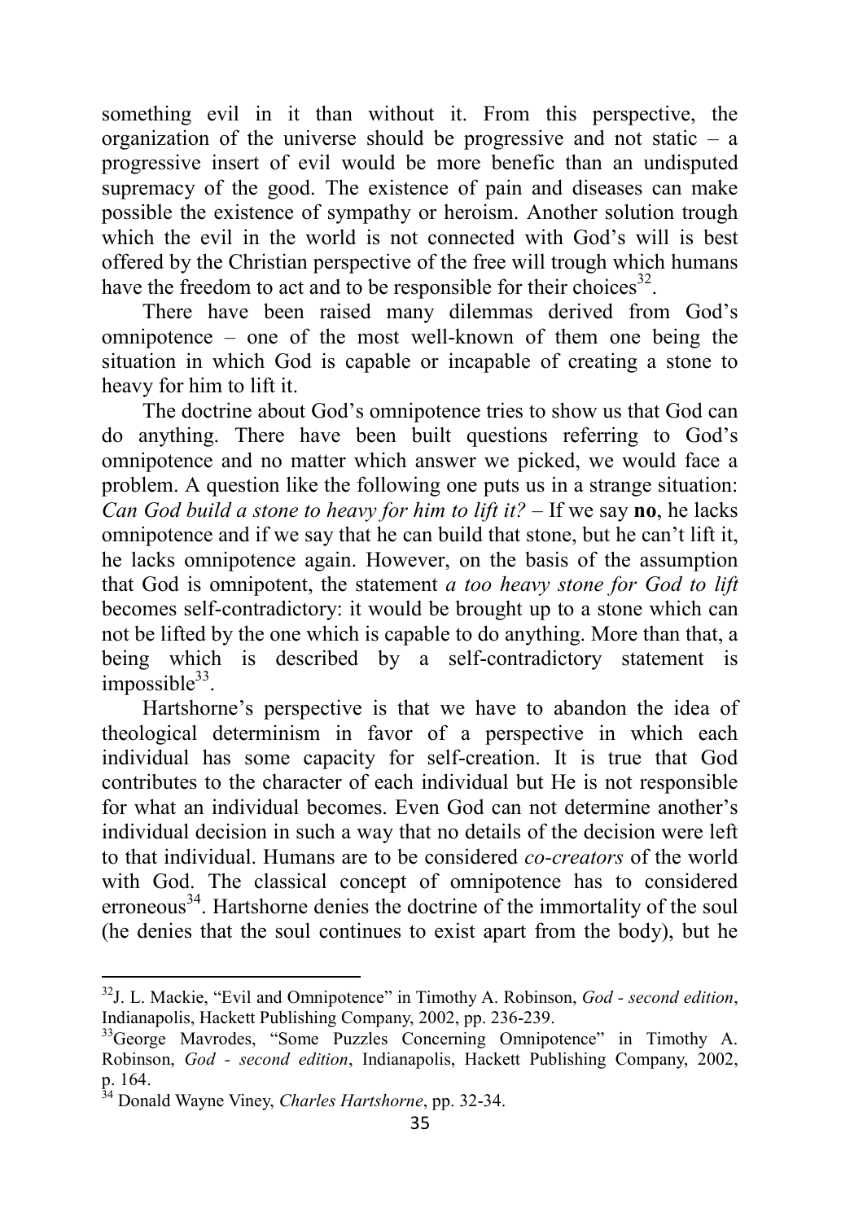something evil in it than without it. From this perspective, the organization of the universe should be progressive and not static – a progressive insert of evil would be more benefic than an undisputed supremacy of the good. The existence of pain and diseases can make possible the existence of sympathy or heroism. Another solution trough which the evil in the world is not connected with God's will is best offered by the Christian perspective of the free will trough which humans have the freedom to act and to be responsible for their choices[32].

There have been raised many dilemmas derived from God's omnipotence – one of the most well-known of them one being the situation in which God is capable or incapable of creating a stone to heavy for him to lift it.

The doctrine about God's omnipotence tries to show us that God can do anything. There have been built questions referring to God's omnipotence and no matter which answer we picked, we would face a problem. A question like the following one puts us in a strange situation: *Can God build a stone to heavy for him to lift it?* – If we say **no**, he lacks omnipotence and if we say that he can build that stone, but he can't lift it, he lacks omnipotence again. However, on the basis of the assumption that God is omnipotent, the statement *a too heavy stone for God to lift* becomes self-contradictory: it would be brought up to a stone which can not be lifted by the one which is capable to do anything. More than that, a being which is described by a self-contradictory statement is impossible[33].

Hartshorne's perspective is that we have to abandon the idea of theological determinism in favor of a perspective in which each individual has some capacity for self-creation. It is true that God contributes to the character of each individual but He is not responsible for what an individual becomes. Even God can not determine another's individual decision in such a way that no details of the decision were left to that individual. Humans are to be considered *co-creators* of the world with God. The classical concept of omnipotence has to considered erroneous[34]. Hartshorne denies the doctrine of the immortality of the soul (he denies that the soul continues to exist apart from the body), but he

---

[32] J. L. Mackie, "Evil and Omnipotence" in Timothy A. Robinson, *God - second edition*, Indianapolis, Hackett Publishing Company, 2002, pp. 236-239.

[33] George Mavrodes, "Some Puzzles Concerning Omnipotence" in Timothy A. Robinson, *God - second edition*, Indianapolis, Hackett Publishing Company, 2002, p. 164.

[34] Donald Wayne Viney, *Charles Hartshorne*, pp. 32-34.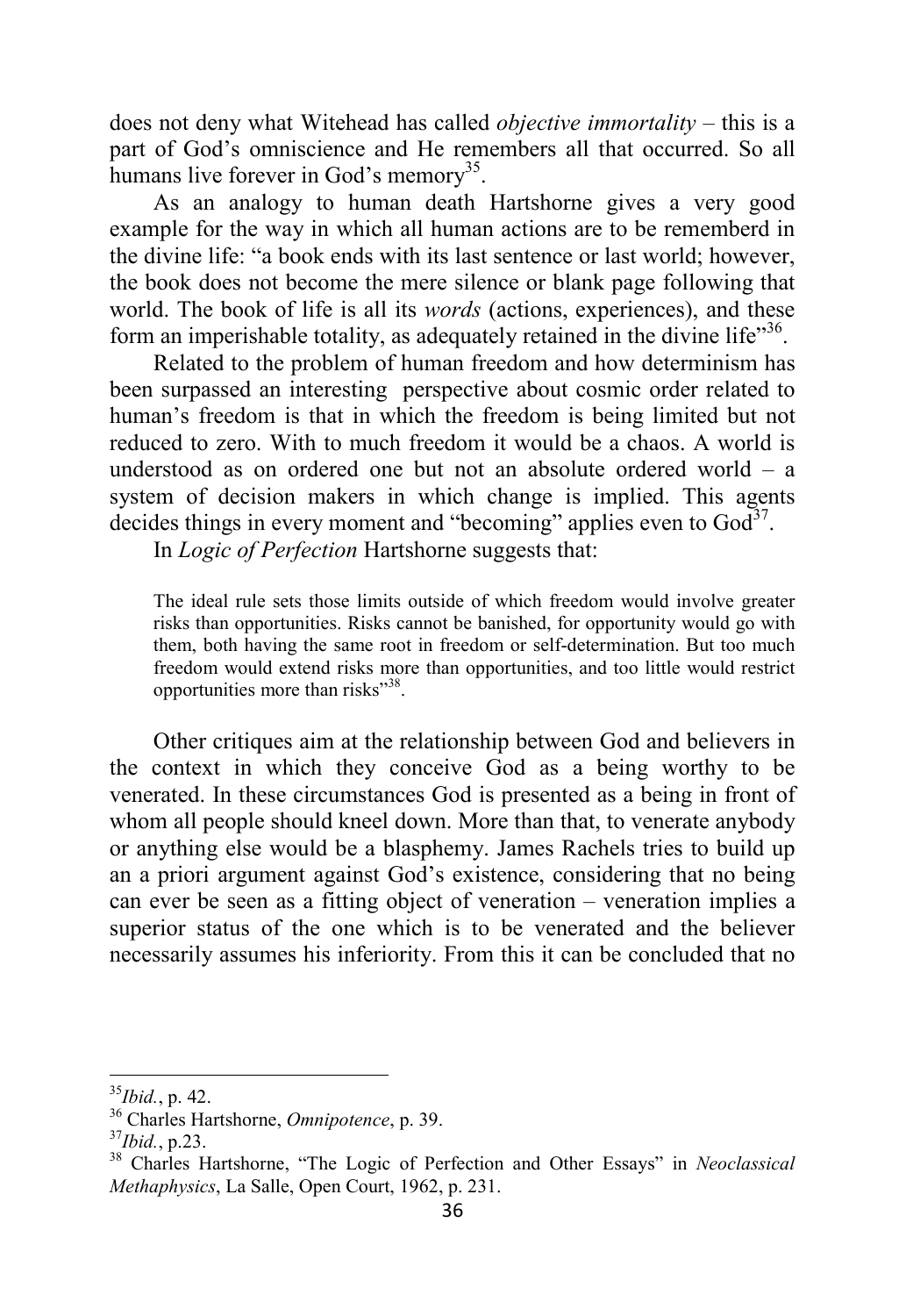does not deny what Witehead has called *objective immortality* – this is a part of God's omniscience and He remembers all that occurred. So all humans live forever in God's memory[35].

As an analogy to human death Hartshorne gives a very good example for the way in which all human actions are to be rememberd in the divine life: "a book ends with its last sentence or last world; however, the book does not become the mere silence or blank page following that world. The book of life is all its *words* (actions, experiences), and these form an imperishable totality, as adequately retained in the divine life"[36].

Related to the problem of human freedom and how determinism has been surpassed an interesting perspective about cosmic order related to human's freedom is that in which the freedom is being limited but not reduced to zero. With to much freedom it would be a chaos. A world is understood as on ordered one but not an absolute ordered world – a system of decision makers in which change is implied. This agents decides things in every moment and "becoming" applies even to God[37].

In *Logic of Perfection* Hartshorne suggests that:

> The ideal rule sets those limits outside of which freedom would involve greater risks than opportunities. Risks cannot be banished, for opportunity would go with them, both having the same root in freedom or self-determination. But too much freedom would extend risks more than opportunities, and too little would restrict opportunities more than risks"[38].

Other critiques aim at the relationship between God and believers in the context in which they conceive God as a being worthy to be venerated. In these circumstances God is presented as a being in front of whom all people should kneel down. More than that, to venerate anybody or anything else would be a blasphemy. James Rachels tries to build up an a priori argument against God's existence, considering that no being can ever be seen as a fitting object of veneration – veneration implies a superior status of the one which is to be venerated and the believer necessarily assumes his inferiority. From this it can be concluded that no

---

[35] *Ibid.*, p. 42.

[36] Charles Hartshorne, *Omnipotence*, p. 39.

[37] *Ibid.*, p.23.

[38] Charles Hartshorne, "The Logic of Perfection and Other Essays" in *Neoclassical Methaphysics*, La Salle, Open Court, 1962, p. 231.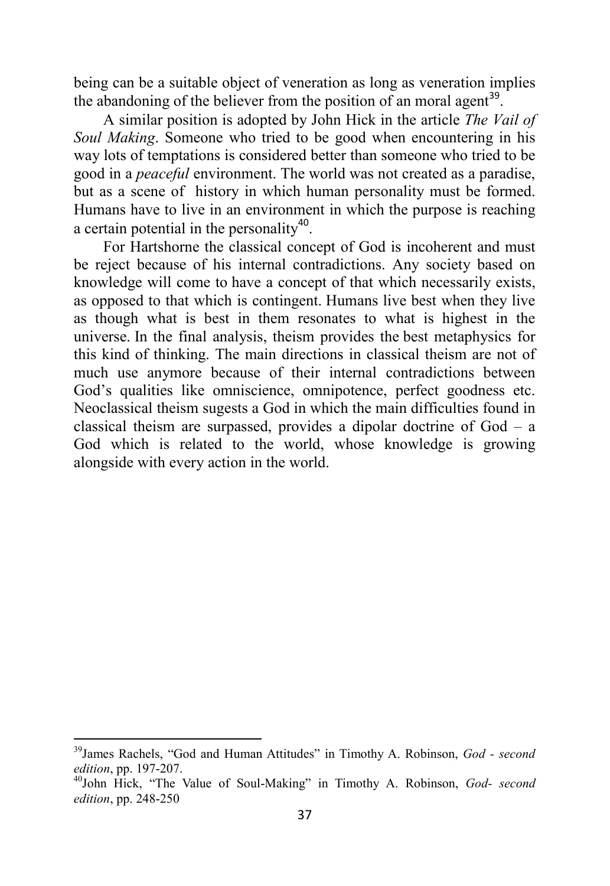being can be a suitable object of veneration as long as veneration implies the abandoning of the believer from the position of an moral agent[39].

A similar position is adopted by John Hick in the article *The Vail of Soul Making*. Someone who tried to be good when encountering in his way lots of temptations is considered better than someone who tried to be good in a *peaceful* environment. The world was not created as a paradise, but as a scene of history in which human personality must be formed. Humans have to live in an environment in which the purpose is reaching a certain potential in the personality[40].

For Hartshorne the classical concept of God is incoherent and must be reject because of his internal contradictions. Any society based on knowledge will come to have a concept of that which necessarily exists, as opposed to that which is contingent. Humans live best when they live as though what is best in them resonates to what is highest in the universe. In the final analysis, theism provides the best metaphysics for this kind of thinking. The main directions in classical theism are not of much use anymore because of their internal contradictions between God's qualities like omniscience, omnipotence, perfect goodness etc. Neoclassical theism sugests a God in which the main difficulties found in classical theism are surpassed, provides a dipolar doctrine of God – a God which is related to the world, whose knowledge is growing alongside with every action in the world.

---

[39] James Rachels, "God and Human Attitudes" in Timothy A. Robinson, *God - second edition*, pp. 197-207.

[40] John Hick, "The Value of Soul-Making" in Timothy A. Robinson, *God- second edition*, pp. 248-250